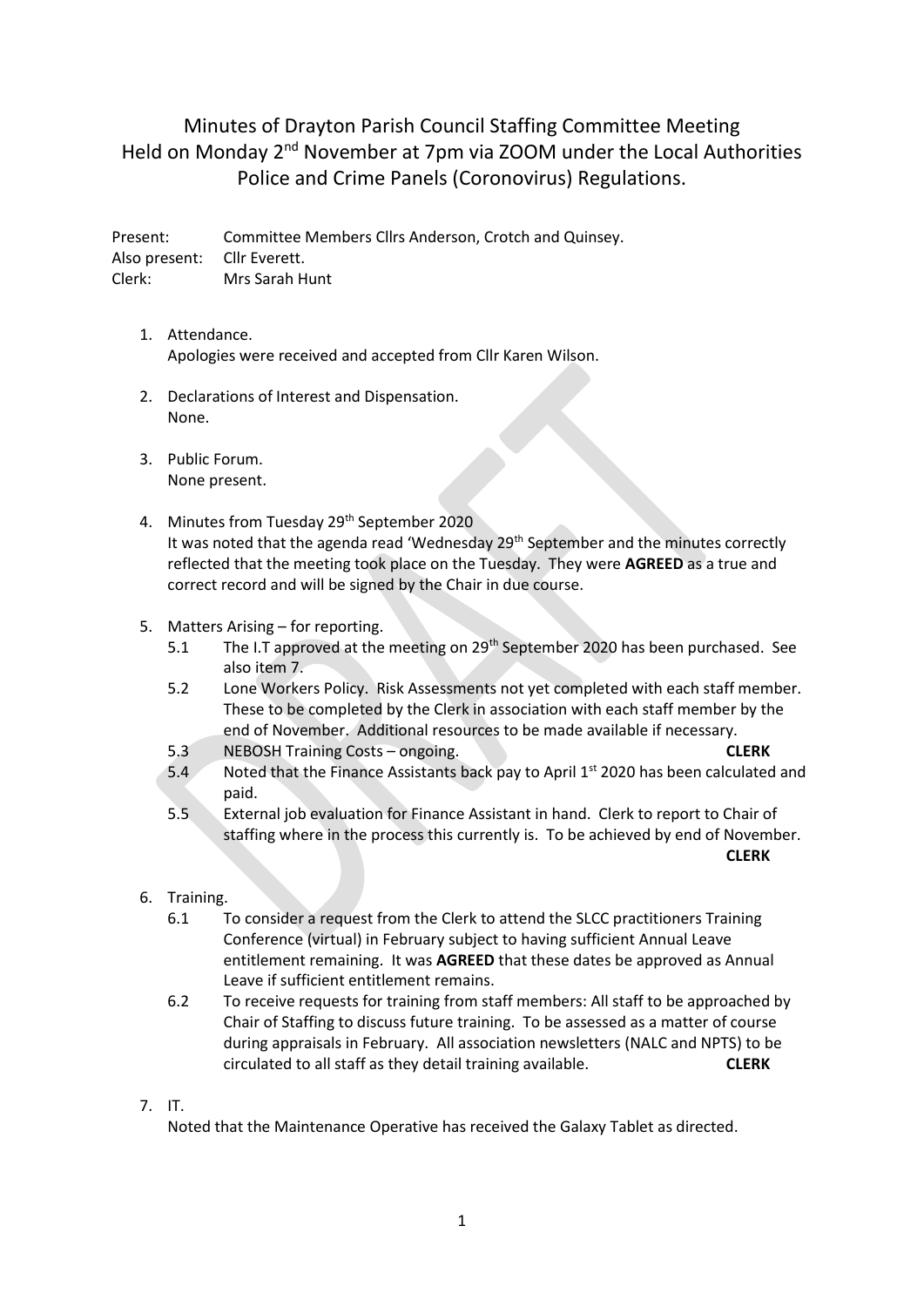# Minutes of Drayton Parish Council Staffing Committee Meeting Held on Monday 2nd November at 7pm via ZOOM under the Local Authorities Police and Crime Panels (Coronovirus) Regulations.

Present: Committee Members Cllrs Anderson, Crotch and Quinsey.
Also present: Cllr Everett.
Clerk: Mrs Sarah Hunt

1. Attendance.
   Apologies were received and accepted from Cllr Karen Wilson.

2. Declarations of Interest and Dispensation.
   None.

3. Public Forum.
   None present.

4. Minutes from Tuesday 29th September 2020
   It was noted that the agenda read 'Wednesday 29th September and the minutes correctly reflected that the meeting took place on the Tuesday. They were **AGREED** as a true and correct record and will be signed by the Chair in due course.

5. Matters Arising – for reporting.
   - 5.1 The I.T approved at the meeting on 29th September 2020 has been purchased. See also item 7.
   - 5.2 Lone Workers Policy. Risk Assessments not yet completed with each staff member. These to be completed by the Clerk in association with each staff member by the end of November. Additional resources to be made available if necessary.
   - 5.3 NEBOSH Training Costs – ongoing. **CLERK**
   - 5.4 Noted that the Finance Assistants back pay to April 1st 2020 has been calculated and paid.
   - 5.5 External job evaluation for Finance Assistant in hand. Clerk to report to Chair of staffing where in the process this currently is. To be achieved by end of November. **CLERK**

6. Training.
   - 6.1 To consider a request from the Clerk to attend the SLCC practitioners Training Conference (virtual) in February subject to having sufficient Annual Leave entitlement remaining. It was **AGREED** that these dates be approved as Annual Leave if sufficient entitlement remains.
   - 6.2 To receive requests for training from staff members: All staff to be approached by Chair of Staffing to discuss future training. To be assessed as a matter of course during appraisals in February. All association newsletters (NALC and NPTS) to be circulated to all staff as they detail training available. **CLERK**

7. IT.
   Noted that the Maintenance Operative has received the Galaxy Tablet as directed.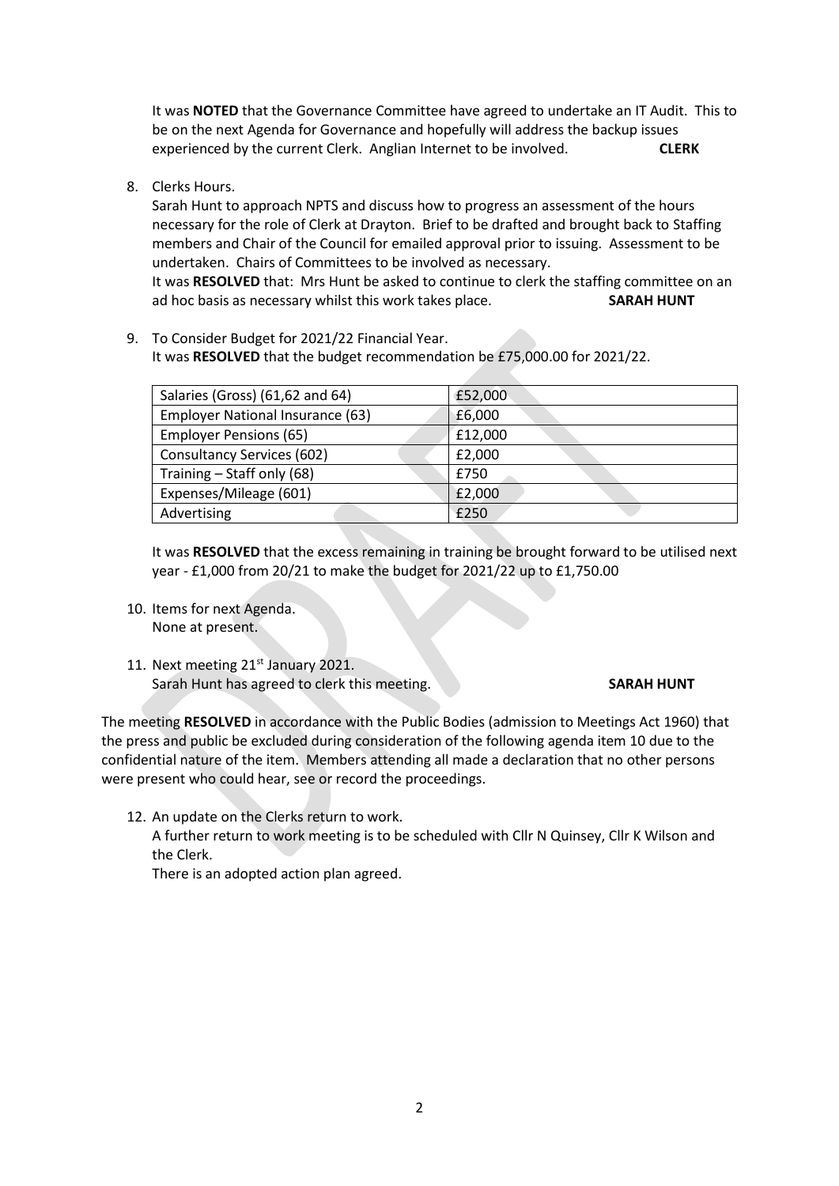It was **NOTED** that the Governance Committee have agreed to undertake an IT Audit. This to be on the next Agenda for Governance and hopefully will address the backup issues experienced by the current Clerk. Anglian Internet to be involved. **CLERK**

8. Clerks Hours.
   Sarah Hunt to approach NPTS and discuss how to progress an assessment of the hours necessary for the role of Clerk at Drayton. Brief to be drafted and brought back to Staffing members and Chair of the Council for emailed approval prior to issuing. Assessment to be undertaken. Chairs of Committees to be involved as necessary.
   It was **RESOLVED** that: Mrs Hunt be asked to continue to clerk the staffing committee on an ad hoc basis as necessary whilst this work takes place. **SARAH HUNT**

9. To Consider Budget for 2021/22 Financial Year.
   It was **RESOLVED** that the budget recommendation be £75,000.00 for 2021/22.

| | |
|---|---|
| Salaries (Gross) (61,62 and 64) | £52,000 |
| Employer National Insurance (63) | £6,000 |
| Employer Pensions (65) | £12,000 |
| Consultancy Services (602) | £2,000 |
| Training – Staff only (68) | £750 |
| Expenses/Mileage (601) | £2,000 |
| Advertising | £250 |

   It was **RESOLVED** that the excess remaining in training be brought forward to be utilised next year - £1,000 from 20/21 to make the budget for 2021/22 up to £1,750.00

10. Items for next Agenda.
    None at present.

11. Next meeting 21st January 2021.
    Sarah Hunt has agreed to clerk this meeting. **SARAH HUNT**

The meeting **RESOLVED** in accordance with the Public Bodies (admission to Meetings Act 1960) that the press and public be excluded during consideration of the following agenda item 10 due to the confidential nature of the item. Members attending all made a declaration that no other persons were present who could hear, see or record the proceedings.

12. An update on the Clerks return to work.
    A further return to work meeting is to be scheduled with Cllr N Quinsey, Cllr K Wilson and the Clerk.
    There is an adopted action plan agreed.